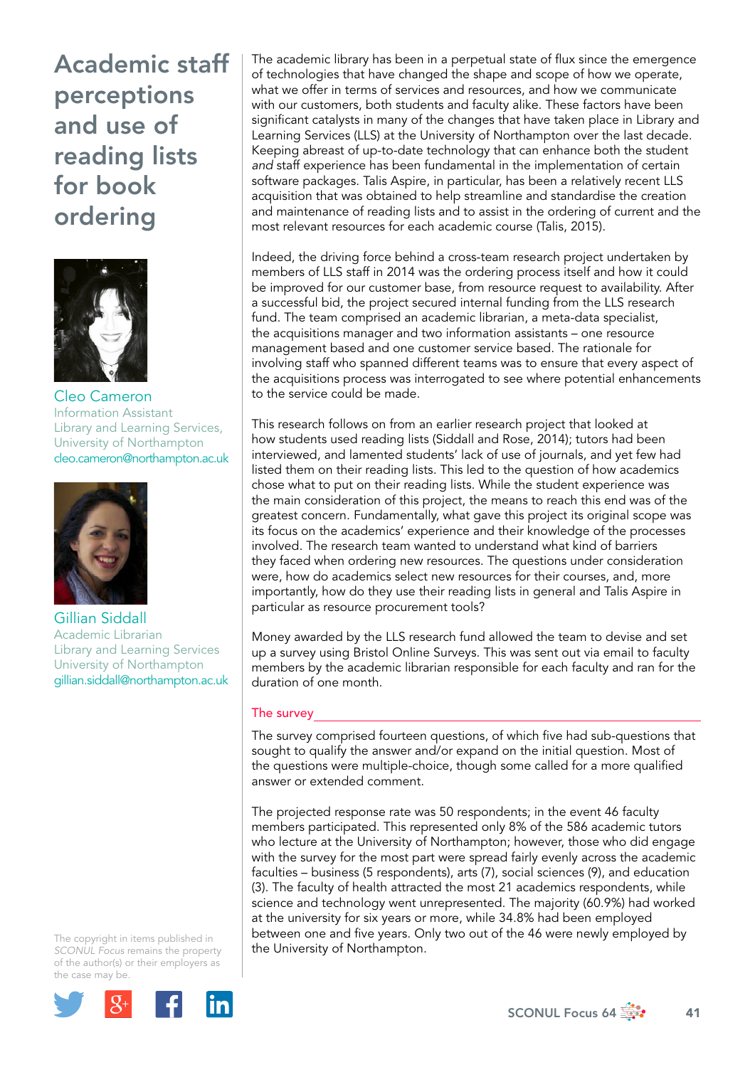# Academic staff perceptions and use of reading lists for book ordering

**Cleo Cameron**
Information Assistant
Library and Learning Services,
University of Northampton
cleo.cameron@northampton.ac.uk

**Gillian Siddall**
Academic Librarian
Library and Learning Services
University of Northampton
gillian.siddall@northampton.ac.uk

The academic library has been in a perpetual state of flux since the emergence of technologies that have changed the shape and scope of how we operate, what we offer in terms of services and resources, and how we communicate with our customers, both students and faculty alike. These factors have been significant catalysts in many of the changes that have taken place in Library and Learning Services (LLS) at the University of Northampton over the last decade. Keeping abreast of up-to-date technology that can enhance both the student *and* staff experience has been fundamental in the implementation of certain software packages. Talis Aspire, in particular, has been a relatively recent LLS acquisition that was obtained to help streamline and standardise the creation and maintenance of reading lists and to assist in the ordering of current and the most relevant resources for each academic course (Talis, 2015).

Indeed, the driving force behind a cross-team research project undertaken by members of LLS staff in 2014 was the ordering process itself and how it could be improved for our customer base, from resource request to availability. After a successful bid, the project secured internal funding from the LLS research fund. The team comprised an academic librarian, a meta-data specialist, the acquisitions manager and two information assistants – one resource management based and one customer service based. The rationale for involving staff who spanned different teams was to ensure that every aspect of the acquisitions process was interrogated to see where potential enhancements to the service could be made.

This research follows on from an earlier research project that looked at how students used reading lists (Siddall and Rose, 2014); tutors had been interviewed, and lamented students' lack of use of journals, and yet few had listed them on their reading lists. This led to the question of how academics chose what to put on their reading lists. While the student experience was the main consideration of this project, the means to reach this end was of the greatest concern. Fundamentally, what gave this project its original scope was its focus on the academics' experience and their knowledge of the processes involved. The research team wanted to understand what kind of barriers they faced when ordering new resources. The questions under consideration were, how do academics select new resources for their courses, and, more importantly, how do they use their reading lists in general and Talis Aspire in particular as resource procurement tools?

Money awarded by the LLS research fund allowed the team to devise and set up a survey using Bristol Online Surveys. This was sent out via email to faculty members by the academic librarian responsible for each faculty and ran for the duration of one month.

## The survey

The survey comprised fourteen questions, of which five had sub-questions that sought to qualify the answer and/or expand on the initial question. Most of the questions were multiple-choice, though some called for a more qualified answer or extended comment.

The projected response rate was 50 respondents; in the event 46 faculty members participated. This represented only 8% of the 586 academic tutors who lecture at the University of Northampton; however, those who did engage with the survey for the most part were spread fairly evenly across the academic faculties – business (5 respondents), arts (7), social sciences (9), and education (3). The faculty of health attracted the most 21 academics respondents, while science and technology went unrepresented. The majority (60.9%) had worked at the university for six years or more, while 34.8% had been employed between one and five years. Only two out of the 46 were newly employed by the University of Northampton.

The copyright in items published in *SCONUL Focus* remains the property of the author(s) or their employers as the case may be.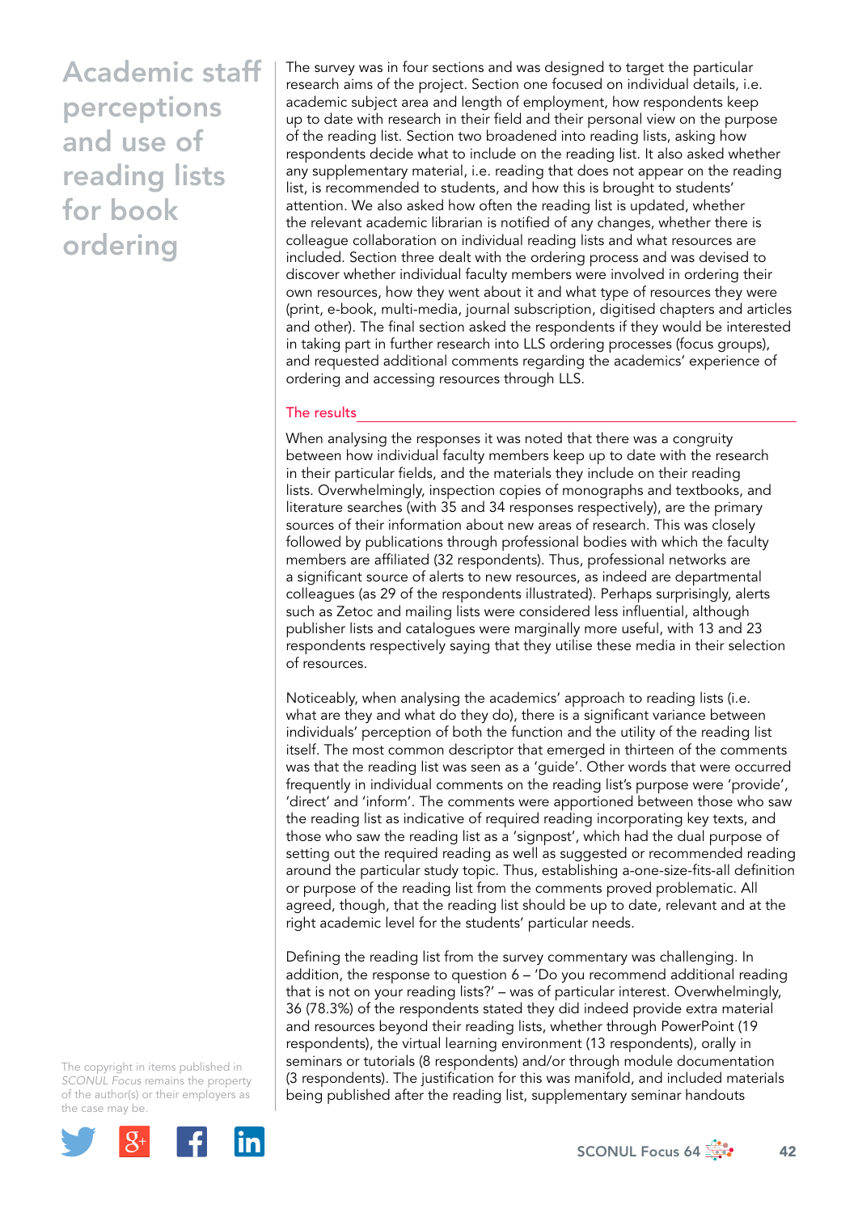# Academic staff perceptions and use of reading lists for book ordering

The survey was in four sections and was designed to target the particular research aims of the project. Section one focused on individual details, i.e. academic subject area and length of employment, how respondents keep up to date with research in their field and their personal view on the purpose of the reading list. Section two broadened into reading lists, asking how respondents decide what to include on the reading list. It also asked whether any supplementary material, i.e. reading that does not appear on the reading list, is recommended to students, and how this is brought to students' attention. We also asked how often the reading list is updated, whether the relevant academic librarian is notified of any changes, whether there is colleague collaboration on individual reading lists and what resources are included. Section three dealt with the ordering process and was devised to discover whether individual faculty members were involved in ordering their own resources, how they went about it and what type of resources they were (print, e-book, multi-media, journal subscription, digitised chapters and articles and other). The final section asked the respondents if they would be interested in taking part in further research into LLS ordering processes (focus groups), and requested additional comments regarding the academics' experience of ordering and accessing resources through LLS.

## The results

When analysing the responses it was noted that there was a congruity between how individual faculty members keep up to date with the research in their particular fields, and the materials they include on their reading lists. Overwhelmingly, inspection copies of monographs and textbooks, and literature searches (with 35 and 34 responses respectively), are the primary sources of their information about new areas of research. This was closely followed by publications through professional bodies with which the faculty members are affiliated (32 respondents). Thus, professional networks are a significant source of alerts to new resources, as indeed are departmental colleagues (as 29 of the respondents illustrated). Perhaps surprisingly, alerts such as Zetoc and mailing lists were considered less influential, although publisher lists and catalogues were marginally more useful, with 13 and 23 respondents respectively saying that they utilise these media in their selection of resources.

Noticeably, when analysing the academics' approach to reading lists (i.e. what are they and what do they do), there is a significant variance between individuals' perception of both the function and the utility of the reading list itself. The most common descriptor that emerged in thirteen of the comments was that the reading list was seen as a 'guide'. Other words that were occurred frequently in individual comments on the reading list's purpose were 'provide', 'direct' and 'inform'. The comments were apportioned between those who saw the reading list as indicative of required reading incorporating key texts, and those who saw the reading list as a 'signpost', which had the dual purpose of setting out the required reading as well as suggested or recommended reading around the particular study topic. Thus, establishing a-one-size-fits-all definition or purpose of the reading list from the comments proved problematic. All agreed, though, that the reading list should be up to date, relevant and at the right academic level for the students' particular needs.

Defining the reading list from the survey commentary was challenging. In addition, the response to question 6 – 'Do you recommend additional reading that is not on your reading lists?' – was of particular interest. Overwhelmingly, 36 (78.3%) of the respondents stated they did indeed provide extra material and resources beyond their reading lists, whether through PowerPoint (19 respondents), the virtual learning environment (13 respondents), orally in seminars or tutorials (8 respondents) and/or through module documentation (3 respondents). The justification for this was manifold, and included materials being published after the reading list, supplementary seminar handouts

The copyright in items published in *SCONUL Focus* remains the property of the author(s) or their employers as the case may be.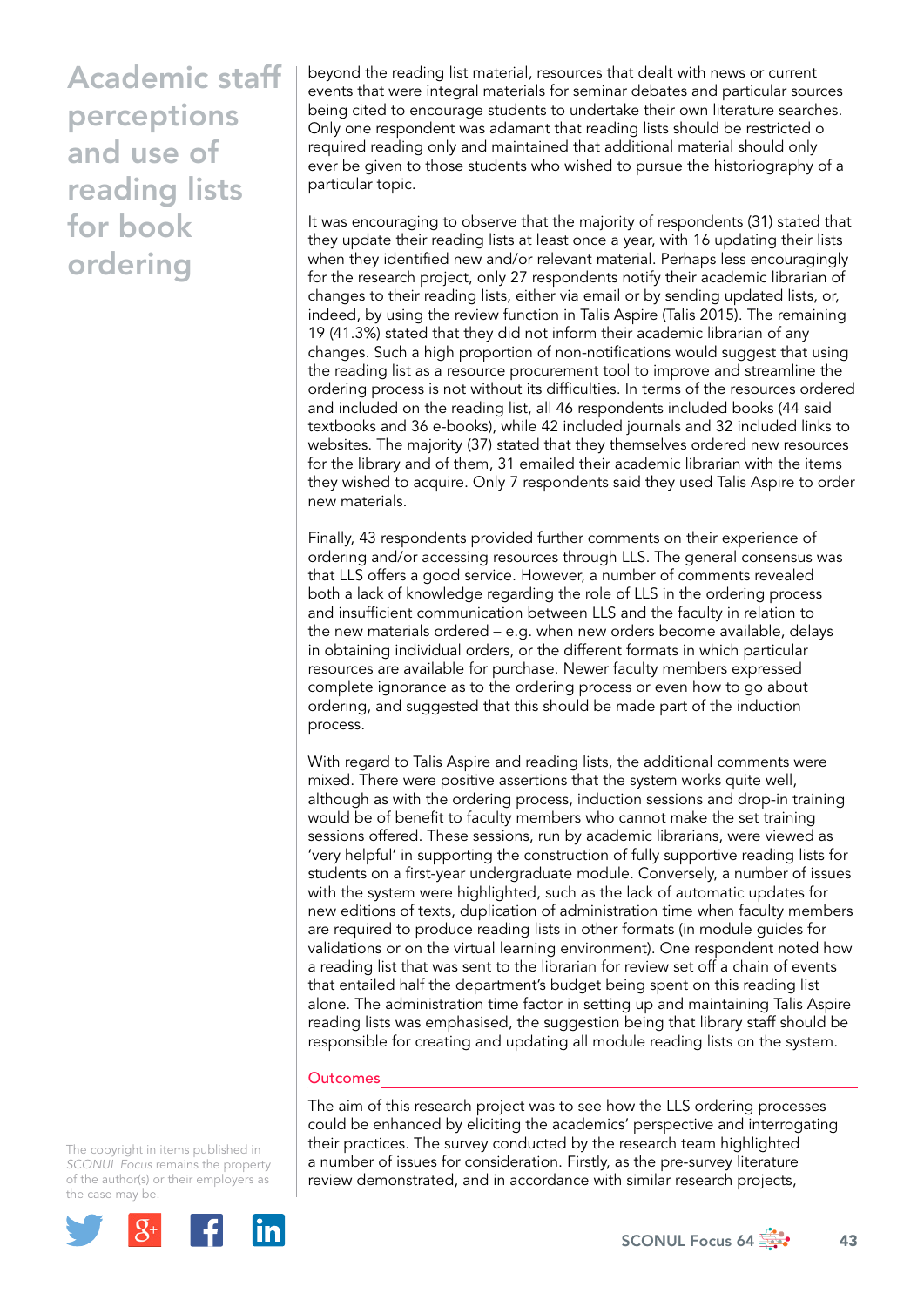# Academic staff perceptions and use of reading lists for book ordering

beyond the reading list material, resources that dealt with news or current events that were integral materials for seminar debates and particular sources being cited to encourage students to undertake their own literature searches. Only one respondent was adamant that reading lists should be restricted o required reading only and maintained that additional material should only ever be given to those students who wished to pursue the historiography of a particular topic.

It was encouraging to observe that the majority of respondents (31) stated that they update their reading lists at least once a year, with 16 updating their lists when they identified new and/or relevant material. Perhaps less encouragingly for the research project, only 27 respondents notify their academic librarian of changes to their reading lists, either via email or by sending updated lists, or, indeed, by using the review function in Talis Aspire (Talis 2015). The remaining 19 (41.3%) stated that they did not inform their academic librarian of any changes. Such a high proportion of non-notifications would suggest that using the reading list as a resource procurement tool to improve and streamline the ordering process is not without its difficulties. In terms of the resources ordered and included on the reading list, all 46 respondents included books (44 said textbooks and 36 e-books), while 42 included journals and 32 included links to websites. The majority (37) stated that they themselves ordered new resources for the library and of them, 31 emailed their academic librarian with the items they wished to acquire. Only 7 respondents said they used Talis Aspire to order new materials.

Finally, 43 respondents provided further comments on their experience of ordering and/or accessing resources through LLS. The general consensus was that LLS offers a good service. However, a number of comments revealed both a lack of knowledge regarding the role of LLS in the ordering process and insufficient communication between LLS and the faculty in relation to the new materials ordered – e.g. when new orders become available, delays in obtaining individual orders, or the different formats in which particular resources are available for purchase. Newer faculty members expressed complete ignorance as to the ordering process or even how to go about ordering, and suggested that this should be made part of the induction process.

With regard to Talis Aspire and reading lists, the additional comments were mixed. There were positive assertions that the system works quite well, although as with the ordering process, induction sessions and drop-in training would be of benefit to faculty members who cannot make the set training sessions offered. These sessions, run by academic librarians, were viewed as 'very helpful' in supporting the construction of fully supportive reading lists for students on a first-year undergraduate module. Conversely, a number of issues with the system were highlighted, such as the lack of automatic updates for new editions of texts, duplication of administration time when faculty members are required to produce reading lists in other formats (in module guides for validations or on the virtual learning environment). One respondent noted how a reading list that was sent to the librarian for review set off a chain of events that entailed half the department's budget being spent on this reading list alone. The administration time factor in setting up and maintaining Talis Aspire reading lists was emphasised, the suggestion being that library staff should be responsible for creating and updating all module reading lists on the system.

## Outcomes

The aim of this research project was to see how the LLS ordering processes could be enhanced by eliciting the academics' perspective and interrogating their practices. The survey conducted by the research team highlighted a number of issues for consideration. Firstly, as the pre-survey literature review demonstrated, and in accordance with similar research projects,

The copyright in items published in *SCONUL Focus* remains the property of the author(s) or their employers as the case may be.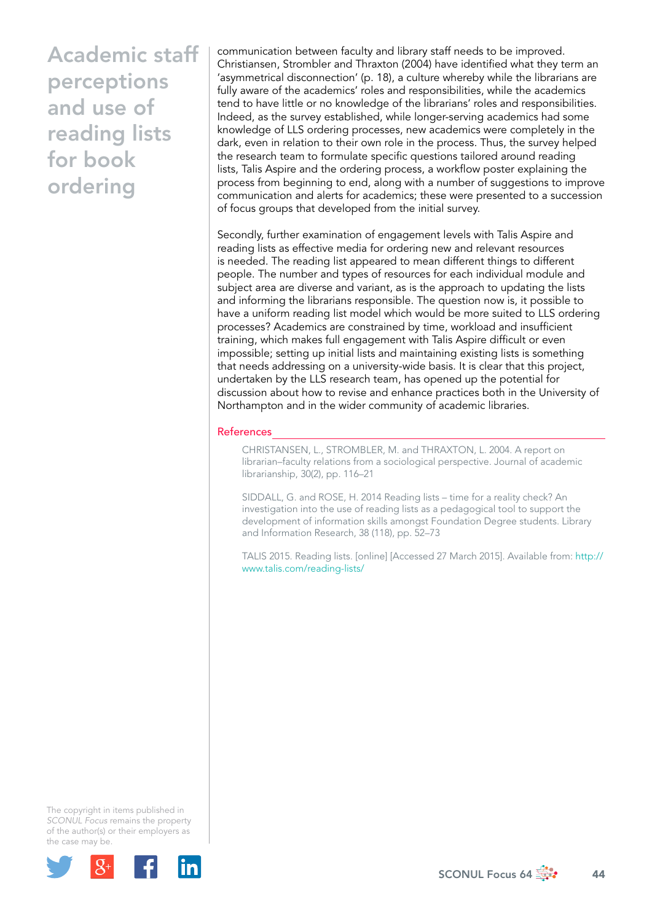communication between faculty and library staff needs to be improved. Christiansen, Strombler and Thraxton (2004) have identified what they term an 'asymmetrical disconnection' (p. 18), a culture whereby while the librarians are fully aware of the academics' roles and responsibilities, while the academics tend to have little or no knowledge of the librarians' roles and responsibilities. Indeed, as the survey established, while longer-serving academics had some knowledge of LLS ordering processes, new academics were completely in the dark, even in relation to their own role in the process. Thus, the survey helped the research team to formulate specific questions tailored around reading lists, Talis Aspire and the ordering process, a workflow poster explaining the process from beginning to end, along with a number of suggestions to improve communication and alerts for academics; these were presented to a succession of focus groups that developed from the initial survey.

Secondly, further examination of engagement levels with Talis Aspire and reading lists as effective media for ordering new and relevant resources is needed. The reading list appeared to mean different things to different people. The number and types of resources for each individual module and subject area are diverse and variant, as is the approach to updating the lists and informing the librarians responsible. The question now is, it possible to have a uniform reading list model which would be more suited to LLS ordering processes? Academics are constrained by time, workload and insufficient training, which makes full engagement with Talis Aspire difficult or even impossible; setting up initial lists and maintaining existing lists is something that needs addressing on a university-wide basis. It is clear that this project, undertaken by the LLS research team, has opened up the potential for discussion about how to revise and enhance practices both in the University of Northampton and in the wider community of academic libraries.

## References

CHRISTANSEN, L., STROMBLER, M. and THRAXTON, L. 2004. A report on librarian–faculty relations from a sociological perspective. Journal of academic librarianship, 30(2), pp. 116–21

SIDDALL, G. and ROSE, H. 2014 Reading lists – time for a reality check? An investigation into the use of reading lists as a pedagogical tool to support the development of information skills amongst Foundation Degree students. Library and Information Research, 38 (118), pp. 52–73

TALIS 2015. Reading lists. [online] [Accessed 27 March 2015]. Available from: http://www.talis.com/reading-lists/

The copyright in items published in *SCONUL Focus* remains the property of the author(s) or their employers as the case may be.